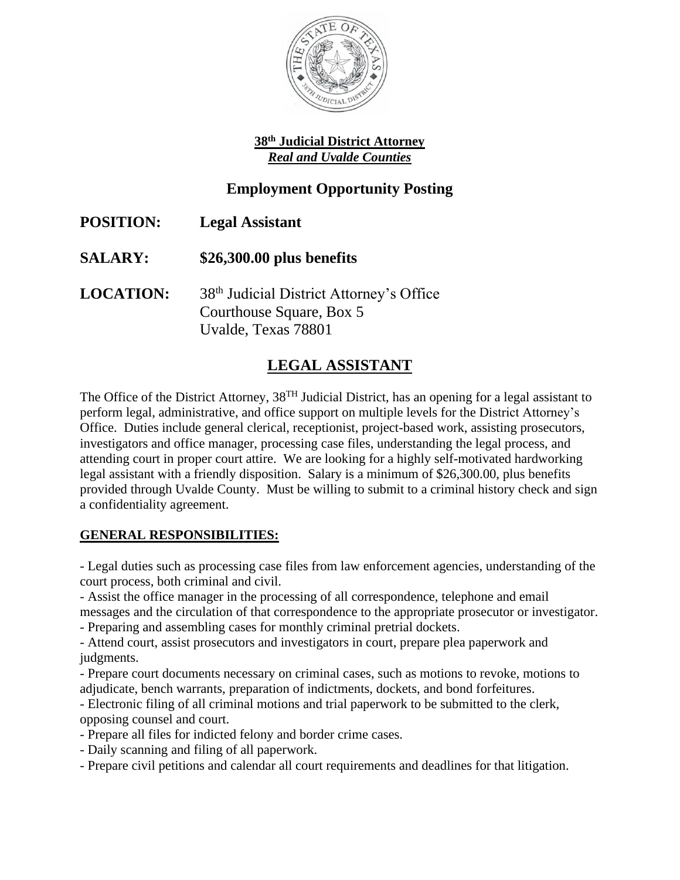**38th Judicial District Attorney**
***Real and Uvalde Counties***

## Employment Opportunity Posting

**POSITION:** **Legal Assistant**

**SALARY:** **$26,300.00 plus benefits**

**LOCATION:** 38th Judicial District Attorney's Office
Courthouse Square, Box 5
Uvalde, Texas 78801

## LEGAL ASSISTANT

The Office of the District Attorney, 38TH Judicial District, has an opening for a legal assistant to perform legal, administrative, and office support on multiple levels for the District Attorney's Office. Duties include general clerical, receptionist, project-based work, assisting prosecutors, investigators and office manager, processing case files, understanding the legal process, and attending court in proper court attire. We are looking for a highly self-motivated hardworking legal assistant with a friendly disposition. Salary is a minimum of $26,300.00, plus benefits provided through Uvalde County. Must be willing to submit to a criminal history check and sign a confidentiality agreement.

### GENERAL RESPONSIBILITIES:

- Legal duties such as processing case files from law enforcement agencies, understanding of the court process, both criminal and civil.
- Assist the office manager in the processing of all correspondence, telephone and email messages and the circulation of that correspondence to the appropriate prosecutor or investigator.
- Preparing and assembling cases for monthly criminal pretrial dockets.
- Attend court, assist prosecutors and investigators in court, prepare plea paperwork and judgments.
- Prepare court documents necessary on criminal cases, such as motions to revoke, motions to adjudicate, bench warrants, preparation of indictments, dockets, and bond forfeitures.
- Electronic filing of all criminal motions and trial paperwork to be submitted to the clerk, opposing counsel and court.
- Prepare all files for indicted felony and border crime cases.
- Daily scanning and filing of all paperwork.
- Prepare civil petitions and calendar all court requirements and deadlines for that litigation.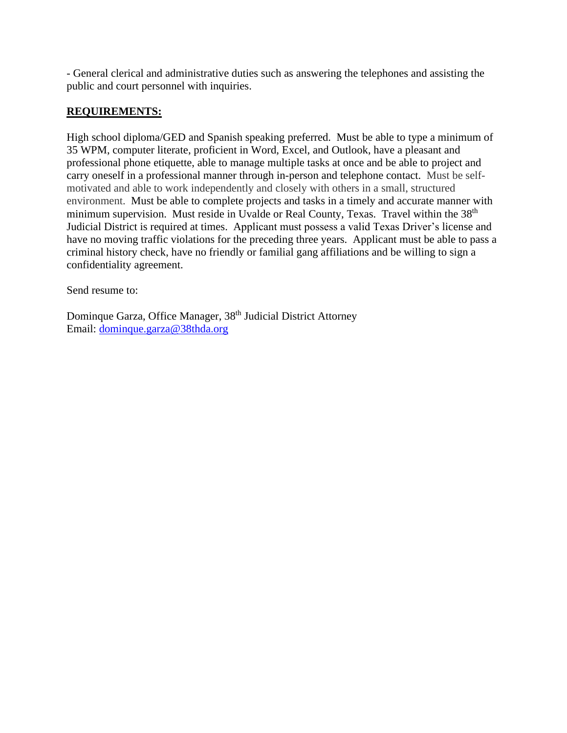- General clerical and administrative duties such as answering the telephones and assisting the public and court personnel with inquiries.

**REQUIREMENTS:**

High school diploma/GED and Spanish speaking preferred. Must be able to type a minimum of 35 WPM, computer literate, proficient in Word, Excel, and Outlook, have a pleasant and professional phone etiquette, able to manage multiple tasks at once and be able to project and carry oneself in a professional manner through in-person and telephone contact. Must be self-motivated and able to work independently and closely with others in a small, structured environment. Must be able to complete projects and tasks in a timely and accurate manner with minimum supervision. Must reside in Uvalde or Real County, Texas. Travel within the 38th Judicial District is required at times. Applicant must possess a valid Texas Driver's license and have no moving traffic violations for the preceding three years. Applicant must be able to pass a criminal history check, have no friendly or familial gang affiliations and be willing to sign a confidentiality agreement.

Send resume to:

Dominque Garza, Office Manager, 38th Judicial District Attorney
Email: dominque.garza@38thda.org